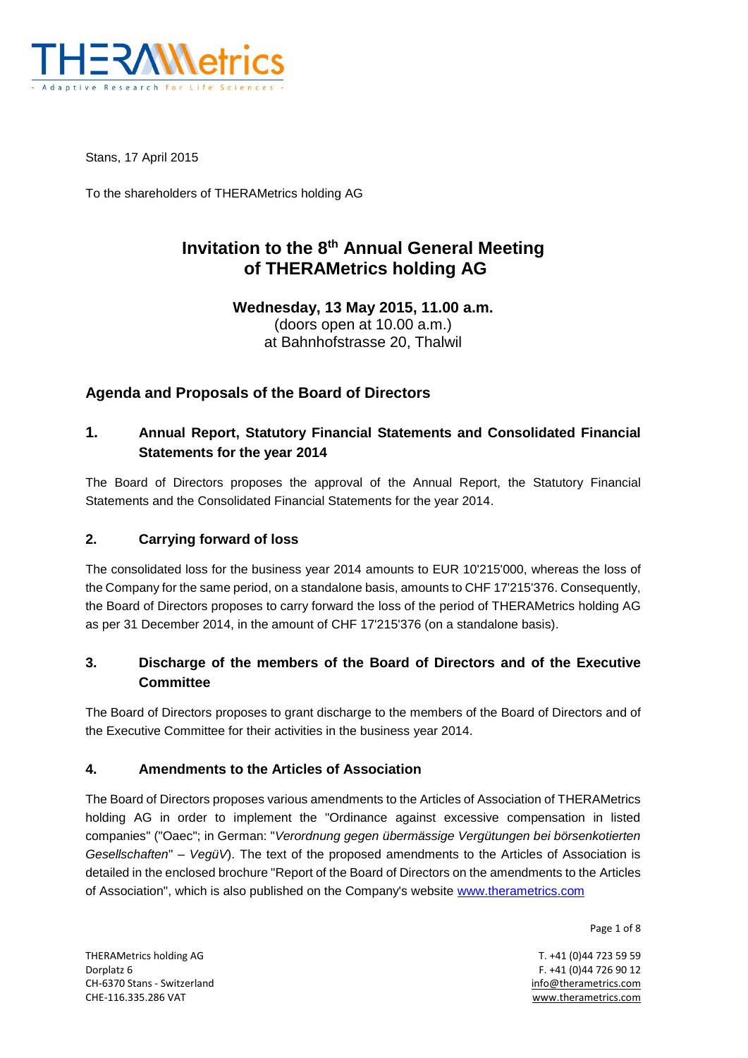Stans, 17 April 2015

To the shareholders of THERAMetrics holding AG

# Invitation to the 8th Annual General Meeting of THERAMetrics holding AG

**Wednesday, 13 May 2015, 11.00 a.m.**
(doors open at 10.00 a.m.)
at Bahnhofstrasse 20, Thalwil

## Agenda and Proposals of the Board of Directors

### 1. Annual Report, Statutory Financial Statements and Consolidated Financial Statements for the year 2014

The Board of Directors proposes the approval of the Annual Report, the Statutory Financial Statements and the Consolidated Financial Statements for the year 2014.

### 2. Carrying forward of loss

The consolidated loss for the business year 2014 amounts to EUR 10'215'000, whereas the loss of the Company for the same period, on a standalone basis, amounts to CHF 17'215'376. Consequently, the Board of Directors proposes to carry forward the loss of the period of THERAMetrics holding AG as per 31 December 2014, in the amount of CHF 17'215'376 (on a standalone basis).

### 3. Discharge of the members of the Board of Directors and of the Executive Committee

The Board of Directors proposes to grant discharge to the members of the Board of Directors and of the Executive Committee for their activities in the business year 2014.

### 4. Amendments to the Articles of Association

The Board of Directors proposes various amendments to the Articles of Association of THERAMetrics holding AG in order to implement the "Ordinance against excessive compensation in listed companies" ("Oaec"; in German: "*Verordnung gegen übermässige Vergütungen bei börsenkotierten Gesellschaften*" – *VegüV*). The text of the proposed amendments to the Articles of Association is detailed in the enclosed brochure "Report of the Board of Directors on the amendments to the Articles of Association", which is also published on the Company's website www.therametrics.com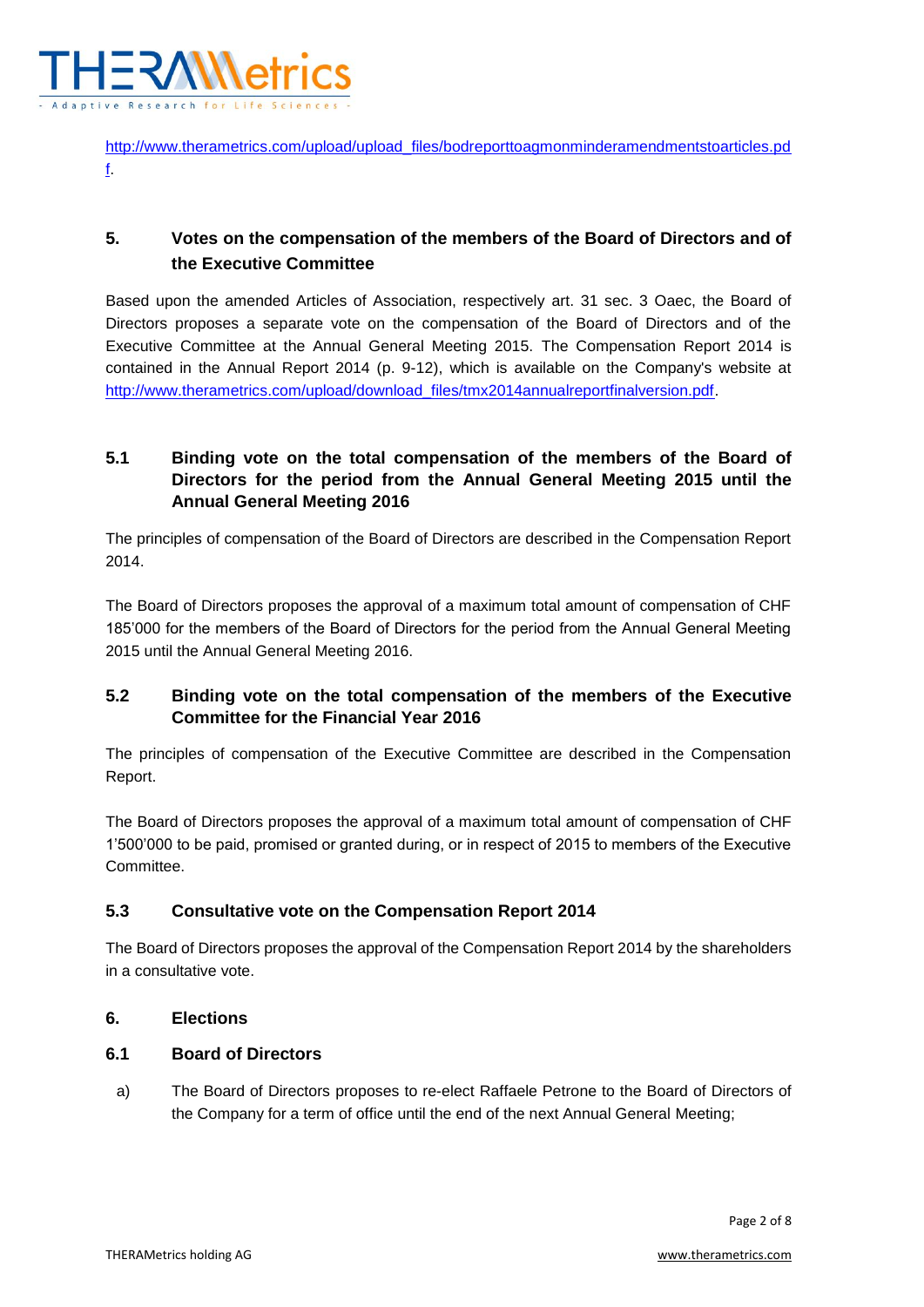http://www.therametrics.com/upload/upload_files/bodreporttoagmonminderamendmentstoarticles.pdf.

## 5. Votes on the compensation of the members of the Board of Directors and of the Executive Committee

Based upon the amended Articles of Association, respectively art. 31 sec. 3 Oaec, the Board of Directors proposes a separate vote on the compensation of the Board of Directors and of the Executive Committee at the Annual General Meeting 2015. The Compensation Report 2014 is contained in the Annual Report 2014 (p. 9-12), which is available on the Company's website at http://www.therametrics.com/upload/download_files/tmx2014annualreportfinalversion.pdf.

### 5.1 Binding vote on the total compensation of the members of the Board of Directors for the period from the Annual General Meeting 2015 until the Annual General Meeting 2016

The principles of compensation of the Board of Directors are described in the Compensation Report 2014.

The Board of Directors proposes the approval of a maximum total amount of compensation of CHF 185'000 for the members of the Board of Directors for the period from the Annual General Meeting 2015 until the Annual General Meeting 2016.

### 5.2 Binding vote on the total compensation of the members of the Executive Committee for the Financial Year 2016

The principles of compensation of the Executive Committee are described in the Compensation Report.

The Board of Directors proposes the approval of a maximum total amount of compensation of CHF 1'500'000 to be paid, promised or granted during, or in respect of 2015 to members of the Executive Committee.

### 5.3 Consultative vote on the Compensation Report 2014

The Board of Directors proposes the approval of the Compensation Report 2014 by the shareholders in a consultative vote.

## 6. Elections

### 6.1 Board of Directors

a) The Board of Directors proposes to re-elect Raffaele Petrone to the Board of Directors of the Company for a term of office until the end of the next Annual General Meeting;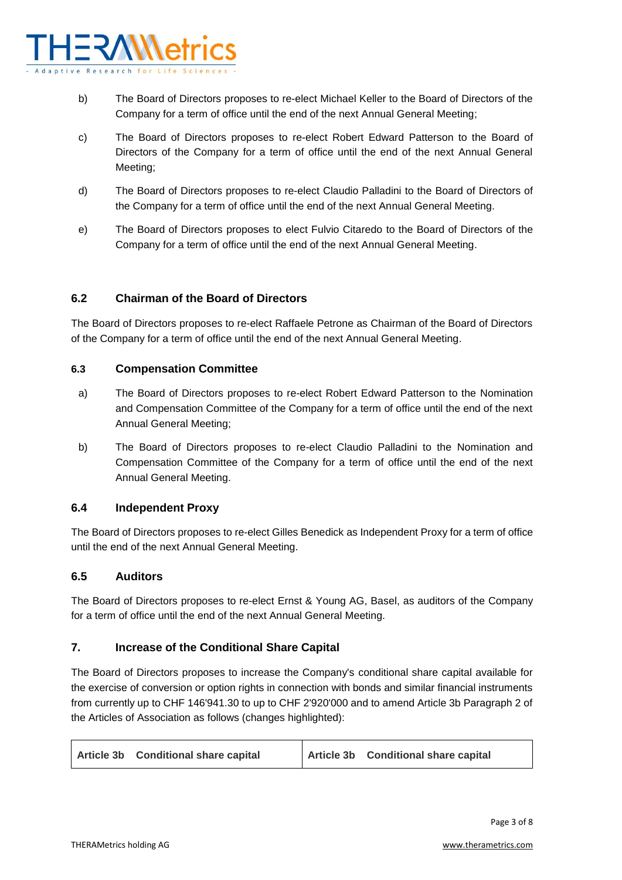b) The Board of Directors proposes to re-elect Michael Keller to the Board of Directors of the Company for a term of office until the end of the next Annual General Meeting;

c) The Board of Directors proposes to re-elect Robert Edward Patterson to the Board of Directors of the Company for a term of office until the end of the next Annual General Meeting;

d) The Board of Directors proposes to re-elect Claudio Palladini to the Board of Directors of the Company for a term of office until the end of the next Annual General Meeting.

e) The Board of Directors proposes to elect Fulvio Citaredo to the Board of Directors of the Company for a term of office until the end of the next Annual General Meeting.

### 6.2 Chairman of the Board of Directors

The Board of Directors proposes to re-elect Raffaele Petrone as Chairman of the Board of Directors of the Company for a term of office until the end of the next Annual General Meeting.

### 6.3 Compensation Committee

a) The Board of Directors proposes to re-elect Robert Edward Patterson to the Nomination and Compensation Committee of the Company for a term of office until the end of the next Annual General Meeting;

b) The Board of Directors proposes to re-elect Claudio Palladini to the Nomination and Compensation Committee of the Company for a term of office until the end of the next Annual General Meeting.

### 6.4 Independent Proxy

The Board of Directors proposes to re-elect Gilles Benedick as Independent Proxy for a term of office until the end of the next Annual General Meeting.

### 6.5 Auditors

The Board of Directors proposes to re-elect Ernst & Young AG, Basel, as auditors of the Company for a term of office until the end of the next Annual General Meeting.

## 7. Increase of the Conditional Share Capital

The Board of Directors proposes to increase the Company's conditional share capital available for the exercise of conversion or option rights in connection with bonds and similar financial instruments from currently up to CHF 146'941.30 to up to CHF 2'920'000 and to amend Article 3b Paragraph 2 of the Articles of Association as follows (changes highlighted):

| **Article 3b Conditional share capital** | **Article 3b Conditional share capital** |
|---|---|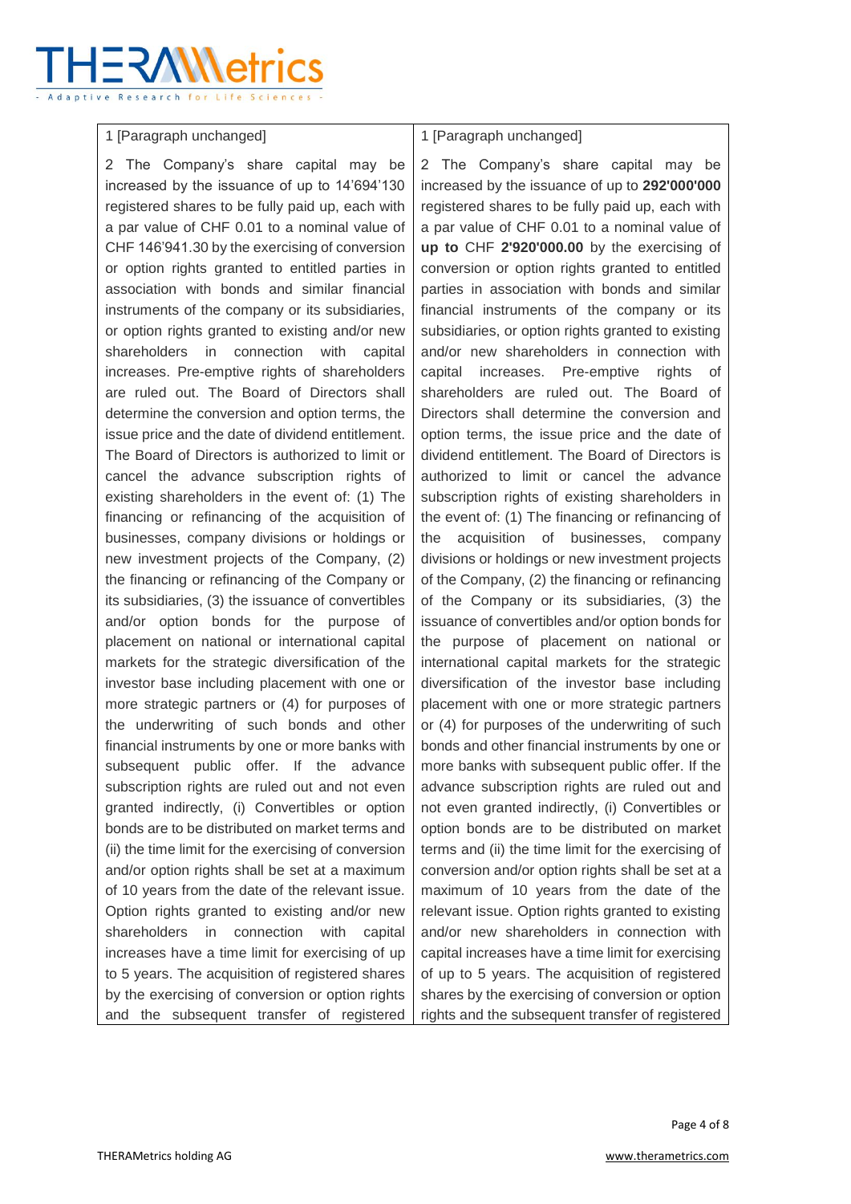| | |
|---|---|
| 1 [Paragraph unchanged] | 1 [Paragraph unchanged] |
| 2 The Company's share capital may be increased by the issuance of up to 14'694'130 registered shares to be fully paid up, each with a par value of CHF 0.01 to a nominal value of CHF 146'941.30 by the exercising of conversion or option rights granted to entitled parties in association with bonds and similar financial instruments of the company or its subsidiaries, or option rights granted to existing and/or new shareholders in connection with capital increases. Pre-emptive rights of shareholders are ruled out. The Board of Directors shall determine the conversion and option terms, the issue price and the date of dividend entitlement. The Board of Directors is authorized to limit or cancel the advance subscription rights of existing shareholders in the event of: (1) The financing or refinancing of the acquisition of businesses, company divisions or holdings or new investment projects of the Company, (2) the financing or refinancing of the Company or its subsidiaries, (3) the issuance of convertibles and/or option bonds for the purpose of placement on national or international capital markets for the strategic diversification of the investor base including placement with one or more strategic partners or (4) for purposes of the underwriting of such bonds and other financial instruments by one or more banks with subsequent public offer. If the advance subscription rights are ruled out and not even granted indirectly, (i) Convertibles or option bonds are to be distributed on market terms and (ii) the time limit for the exercising of conversion and/or option rights shall be set at a maximum of 10 years from the date of the relevant issue. Option rights granted to existing and/or new shareholders in connection with capital increases have a time limit for exercising of up to 5 years. The acquisition of registered shares by the exercising of conversion or option rights and the subsequent transfer of registered | 2 The Company's share capital may be increased by the issuance of up to **292'000'000** registered shares to be fully paid up, each with a par value of CHF 0.01 to a nominal value of **up to** CHF **2'920'000.00** by the exercising of conversion or option rights granted to entitled parties in association with bonds and similar financial instruments of the company or its subsidiaries, or option rights granted to existing and/or new shareholders in connection with capital increases. Pre-emptive rights of shareholders are ruled out. The Board of Directors shall determine the conversion and option terms, the issue price and the date of dividend entitlement. The Board of Directors is authorized to limit or cancel the advance subscription rights of existing shareholders in the event of: (1) The financing or refinancing of the acquisition of businesses, company divisions or holdings or new investment projects of the Company, (2) the financing or refinancing of the Company or its subsidiaries, (3) the issuance of convertibles and/or option bonds for the purpose of placement on national or international capital markets for the strategic diversification of the investor base including placement with one or more strategic partners or (4) for purposes of the underwriting of such bonds and other financial instruments by one or more banks with subsequent public offer. If the advance subscription rights are ruled out and not even granted indirectly, (i) Convertibles or option bonds are to be distributed on market terms and (ii) the time limit for the exercising of conversion and/or option rights shall be set at a maximum of 10 years from the date of the relevant issue. Option rights granted to existing and/or new shareholders in connection with capital increases have a time limit for exercising of up to 5 years. The acquisition of registered shares by the exercising of conversion or option rights and the subsequent transfer of registered |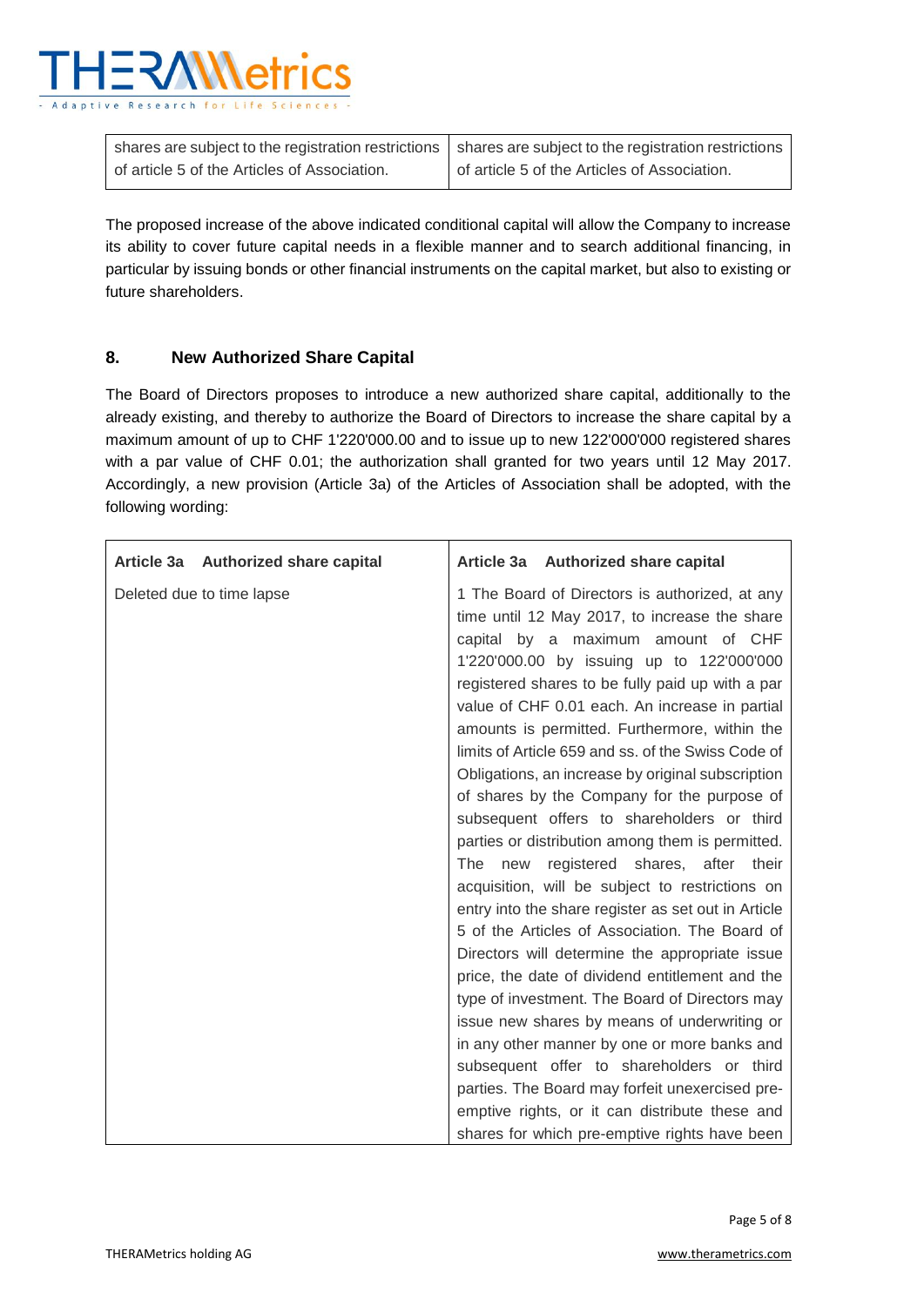| shares are subject to the registration restrictions of article 5 of the Articles of Association. | shares are subject to the registration restrictions of article 5 of the Articles of Association. |
|---|---|

The proposed increase of the above indicated conditional capital will allow the Company to increase its ability to cover future capital needs in a flexible manner and to search additional financing, in particular by issuing bonds or other financial instruments on the capital market, but also to existing or future shareholders.

## 8. New Authorized Share Capital

The Board of Directors proposes to introduce a new authorized share capital, additionally to the already existing, and thereby to authorize the Board of Directors to increase the share capital by a maximum amount of up to CHF 1'220'000.00 and to issue up to new 122'000'000 registered shares with a par value of CHF 0.01; the authorization shall granted for two years until 12 May 2017. Accordingly, a new provision (Article 3a) of the Articles of Association shall be adopted, with the following wording:

| **Article 3a Authorized share capital** | **Article 3a Authorized share capital** |
|---|---|
| Deleted due to time lapse | 1 The Board of Directors is authorized, at any time until 12 May 2017, to increase the share capital by a maximum amount of CHF 1'220'000.00 by issuing up to 122'000'000 registered shares to be fully paid up with a par value of CHF 0.01 each. An increase in partial amounts is permitted. Furthermore, within the limits of Article 659 and ss. of the Swiss Code of Obligations, an increase by original subscription of shares by the Company for the purpose of subsequent offers to shareholders or third parties or distribution among them is permitted. The new registered shares, after their acquisition, will be subject to restrictions on entry into the share register as set out in Article 5 of the Articles of Association. The Board of Directors will determine the appropriate issue price, the date of dividend entitlement and the type of investment. The Board of Directors may issue new shares by means of underwriting or in any other manner by one or more banks and subsequent offer to shareholders or third parties. The Board may forfeit unexercised pre-emptive rights, or it can distribute these and shares for which pre-emptive rights have been |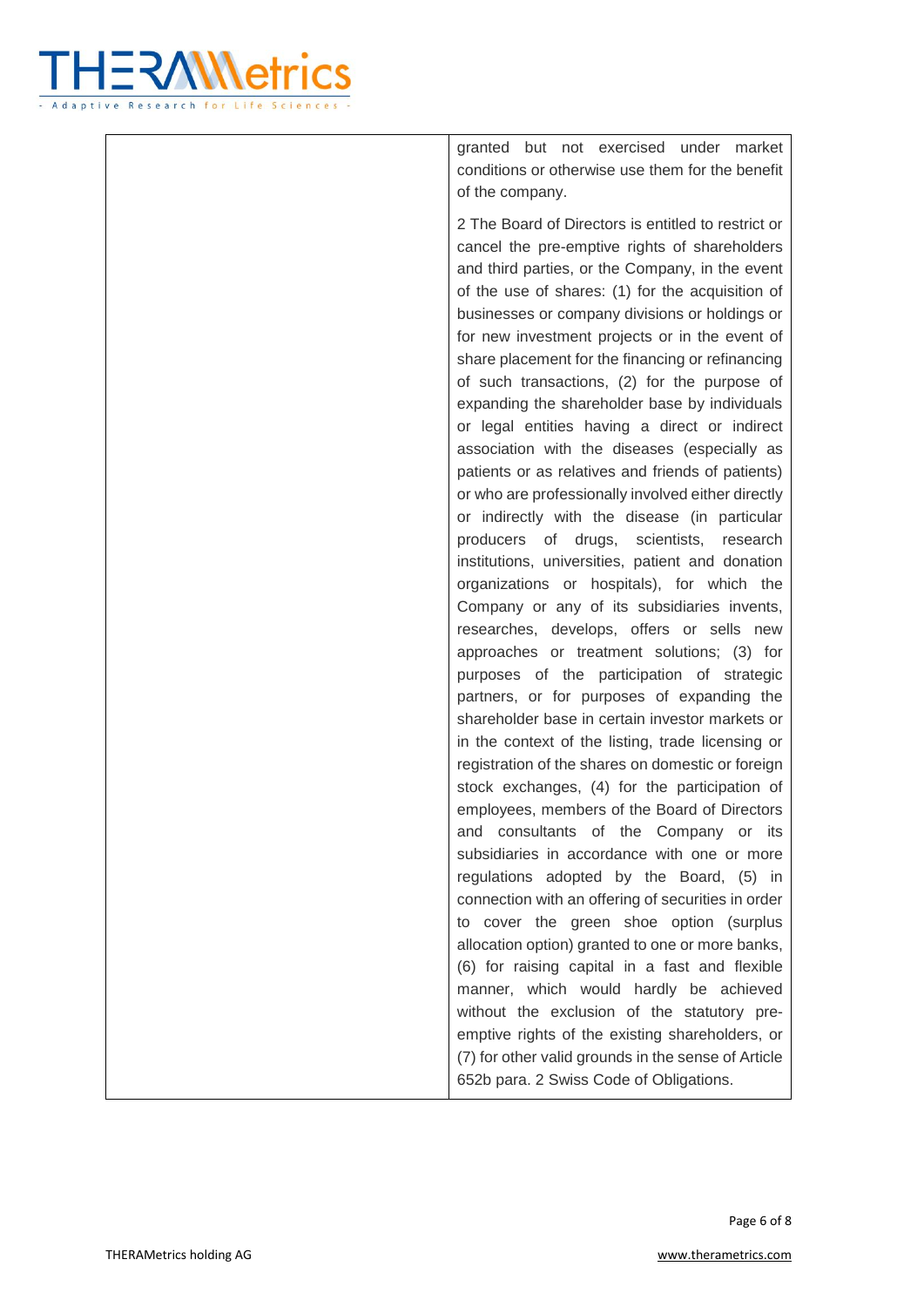| | |
|---|---|
| | granted but not exercised under market conditions or otherwise use them for the benefit of the company.<br><br>2 The Board of Directors is entitled to restrict or cancel the pre-emptive rights of shareholders and third parties, or the Company, in the event of the use of shares: (1) for the acquisition of businesses or company divisions or holdings or for new investment projects or in the event of share placement for the financing or refinancing of such transactions, (2) for the purpose of expanding the shareholder base by individuals or legal entities having a direct or indirect association with the diseases (especially as patients or as relatives and friends of patients) or who are professionally involved either directly or indirectly with the disease (in particular producers of drugs, scientists, research institutions, universities, patient and donation organizations or hospitals), for which the Company or any of its subsidiaries invents, researches, develops, offers or sells new approaches or treatment solutions; (3) for purposes of the participation of strategic partners, or for purposes of expanding the shareholder base in certain investor markets or in the context of the listing, trade licensing or registration of the shares on domestic or foreign stock exchanges, (4) for the participation of employees, members of the Board of Directors and consultants of the Company or its subsidiaries in accordance with one or more regulations adopted by the Board, (5) in connection with an offering of securities in order to cover the green shoe option (surplus allocation option) granted to one or more banks, (6) for raising capital in a fast and flexible manner, which would hardly be achieved without the exclusion of the statutory pre-emptive rights of the existing shareholders, or (7) for other valid grounds in the sense of Article 652b para. 2 Swiss Code of Obligations. |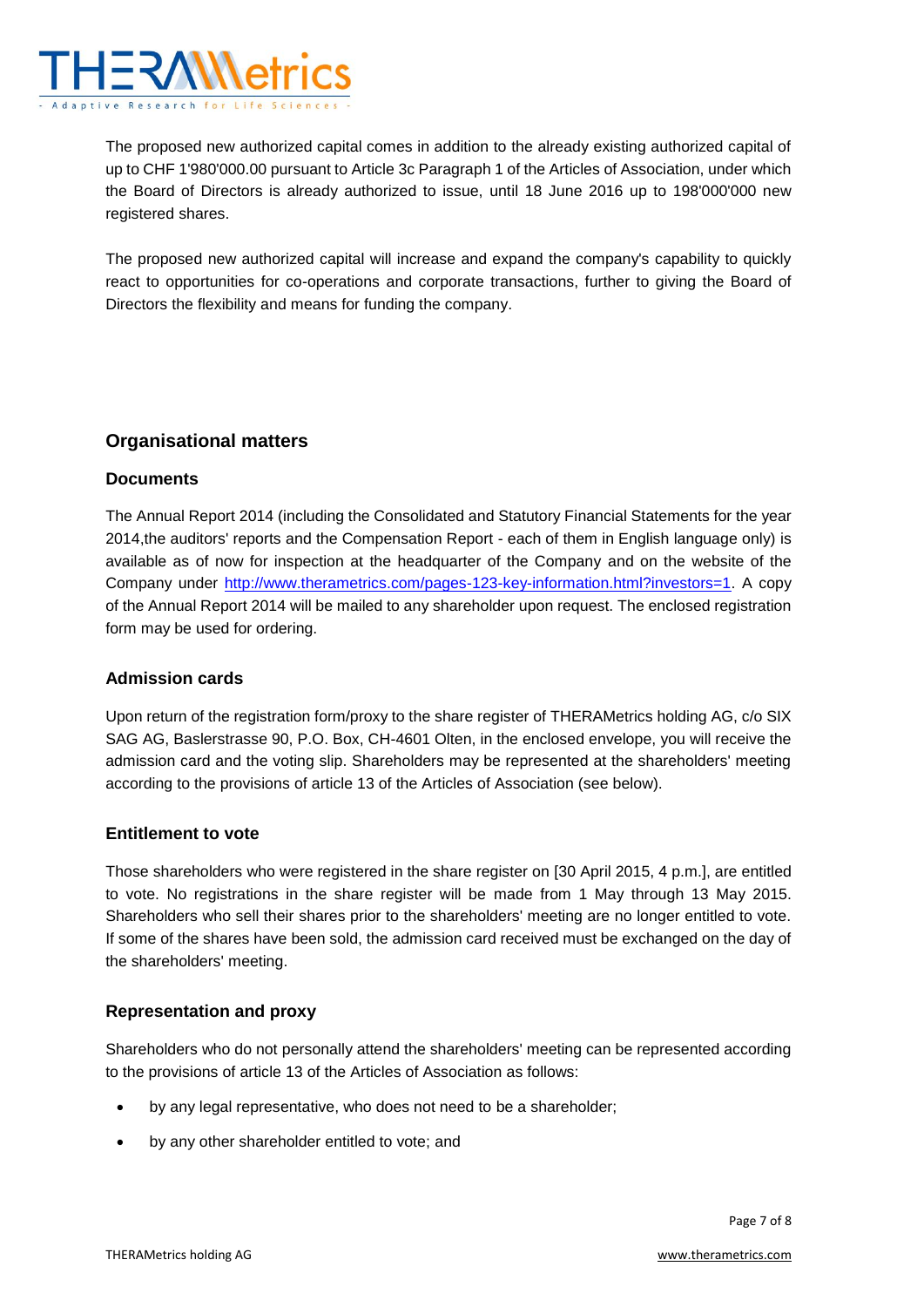The proposed new authorized capital comes in addition to the already existing authorized capital of up to CHF 1'980'000.00 pursuant to Article 3c Paragraph 1 of the Articles of Association, under which the Board of Directors is already authorized to issue, until 18 June 2016 up to 198'000'000 new registered shares.

The proposed new authorized capital will increase and expand the company's capability to quickly react to opportunities for co-operations and corporate transactions, further to giving the Board of Directors the flexibility and means for funding the company.

## Organisational matters

### Documents

The Annual Report 2014 (including the Consolidated and Statutory Financial Statements for the year 2014,the auditors' reports and the Compensation Report - each of them in English language only) is available as of now for inspection at the headquarter of the Company and on the website of the Company under http://www.therametrics.com/pages-123-key-information.html?investors=1. A copy of the Annual Report 2014 will be mailed to any shareholder upon request. The enclosed registration form may be used for ordering.

### Admission cards

Upon return of the registration form/proxy to the share register of THERAMetrics holding AG, c/o SIX SAG AG, Baslerstrasse 90, P.O. Box, CH-4601 Olten, in the enclosed envelope, you will receive the admission card and the voting slip. Shareholders may be represented at the shareholders' meeting according to the provisions of article 13 of the Articles of Association (see below).

### Entitlement to vote

Those shareholders who were registered in the share register on [30 April 2015, 4 p.m.], are entitled to vote. No registrations in the share register will be made from 1 May through 13 May 2015. Shareholders who sell their shares prior to the shareholders' meeting are no longer entitled to vote. If some of the shares have been sold, the admission card received must be exchanged on the day of the shareholders' meeting.

### Representation and proxy

Shareholders who do not personally attend the shareholders' meeting can be represented according to the provisions of article 13 of the Articles of Association as follows:

- by any legal representative, who does not need to be a shareholder;
- by any other shareholder entitled to vote; and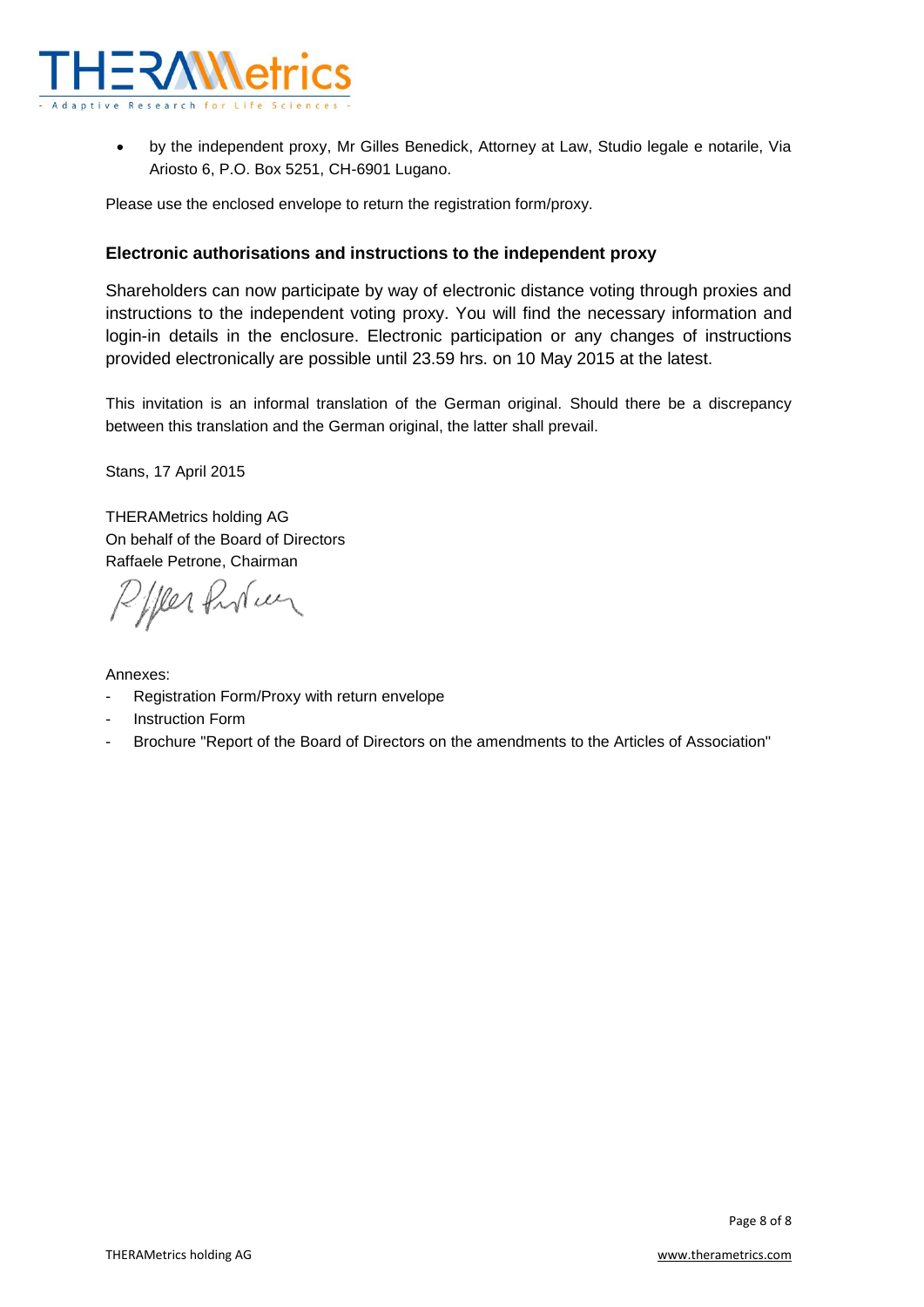- by the independent proxy, Mr Gilles Benedick, Attorney at Law, Studio legale e notarile, Via Ariosto 6, P.O. Box 5251, CH-6901 Lugano.

Please use the enclosed envelope to return the registration form/proxy.

### Electronic authorisations and instructions to the independent proxy

Shareholders can now participate by way of electronic distance voting through proxies and instructions to the independent voting proxy. You will find the necessary information and login-in details in the enclosure. Electronic participation or any changes of instructions provided electronically are possible until 23.59 hrs. on 10 May 2015 at the latest.

This invitation is an informal translation of the German original. Should there be a discrepancy between this translation and the German original, the latter shall prevail.

Stans, 17 April 2015

THERAMetrics holding AG
On behalf of the Board of Directors
Raffaele Petrone, Chairman

Annexes:

- Registration Form/Proxy with return envelope
- Instruction Form
- Brochure "Report of the Board of Directors on the amendments to the Articles of Association"